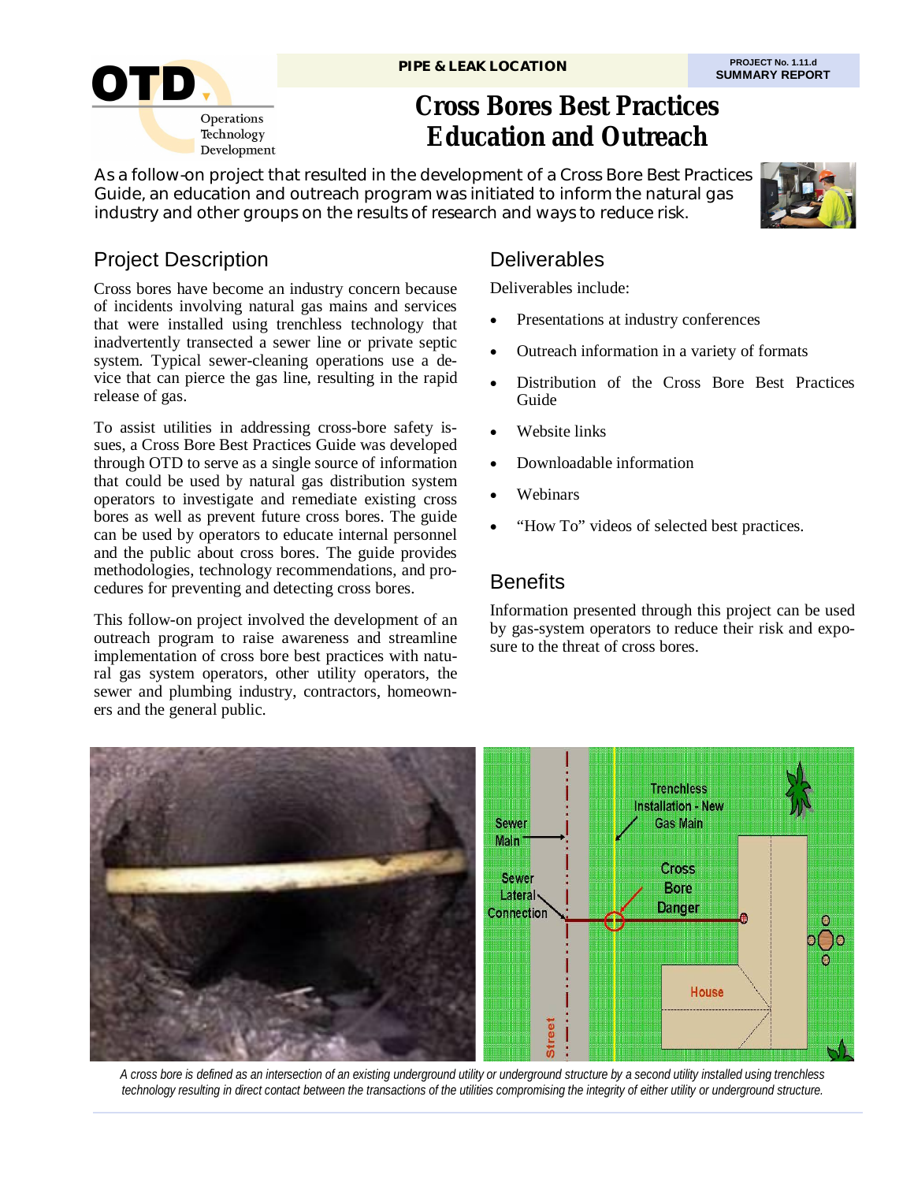**PIPE & LEAK LOCATION**

PROJECT No. 1.11.d
SUMMARY REPORT

# Cross Bores Best Practices Education and Outreach

As a follow-on project that resulted in the development of a Cross Bore Best Practices Guide, an education and outreach program was initiated to inform the natural gas industry and other groups on the results of research and ways to reduce risk.

## Project Description

Cross bores have become an industry concern because of incidents involving natural gas mains and services that were installed using trenchless technology that inadvertently transected a sewer line or private septic system. Typical sewer-cleaning operations use a device that can pierce the gas line, resulting in the rapid release of gas.

To assist utilities in addressing cross-bore safety issues, a Cross Bore Best Practices Guide was developed through OTD to serve as a single source of information that could be used by natural gas distribution system operators to investigate and remediate existing cross bores as well as prevent future cross bores. The guide can be used by operators to educate internal personnel and the public about cross bores. The guide provides methodologies, technology recommendations, and procedures for preventing and detecting cross bores.

This follow-on project involved the development of an outreach program to raise awareness and streamline implementation of cross bore best practices with natural gas system operators, other utility operators, the sewer and plumbing industry, contractors, homeowners and the general public.

## Deliverables

Deliverables include:

- Presentations at industry conferences
- Outreach information in a variety of formats
- Distribution of the Cross Bore Best Practices Guide
- Website links
- Downloadable information
- Webinars
- "How To" videos of selected best practices.

## Benefits

Information presented through this project can be used by gas-system operators to reduce their risk and exposure to the threat of cross bores.

*A cross bore is defined as an intersection of an existing underground utility or underground structure by a second utility installed using trenchless technology resulting in direct contact between the transactions of the utilities compromising the integrity of either utility or underground structure.*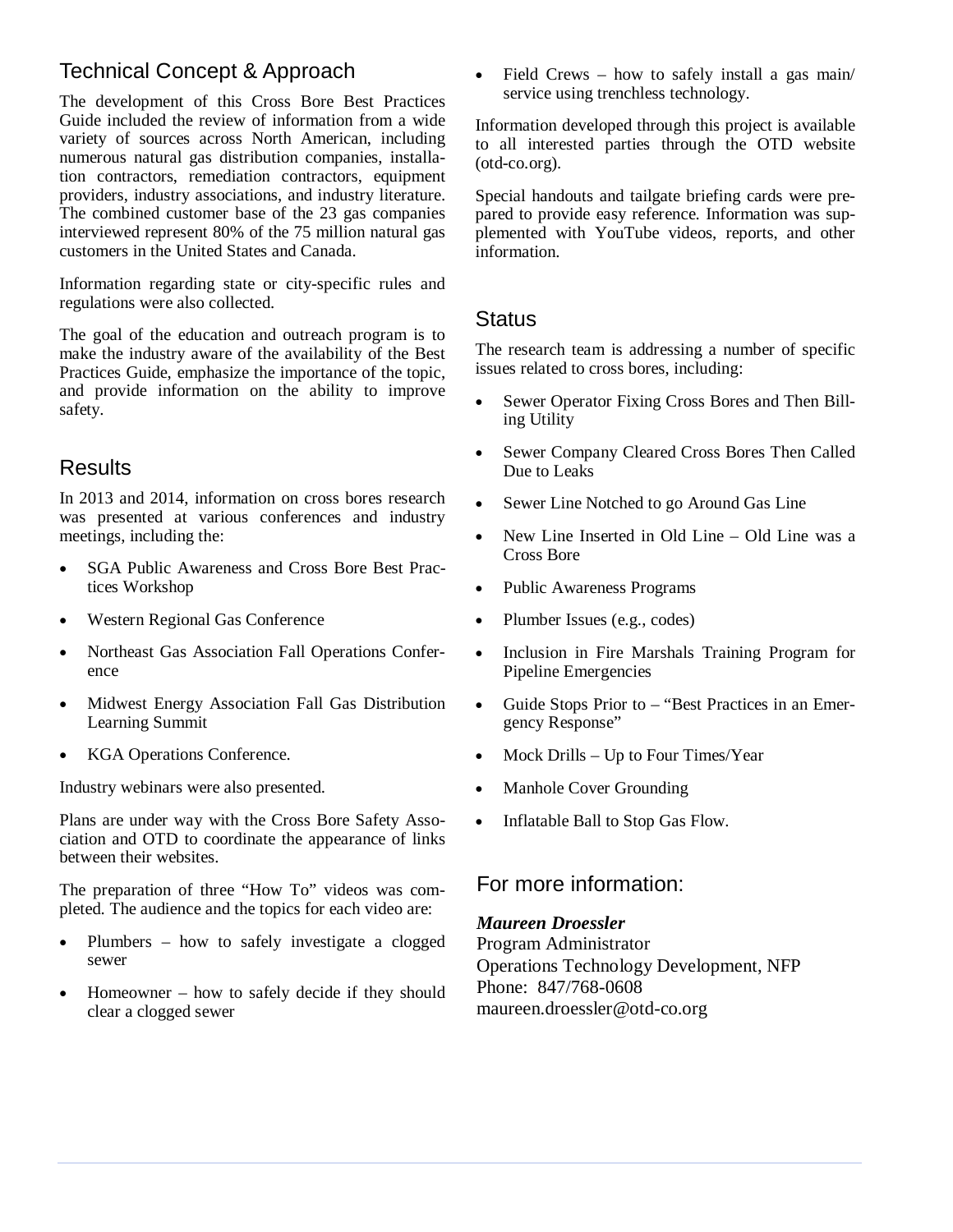## Technical Concept & Approach

The development of this Cross Bore Best Practices Guide included the review of information from a wide variety of sources across North American, including numerous natural gas distribution companies, installation contractors, remediation contractors, equipment providers, industry associations, and industry literature. The combined customer base of the 23 gas companies interviewed represent 80% of the 75 million natural gas customers in the United States and Canada.

Information regarding state or city-specific rules and regulations were also collected.

The goal of the education and outreach program is to make the industry aware of the availability of the Best Practices Guide, emphasize the importance of the topic, and provide information on the ability to improve safety.

## Results

In 2013 and 2014, information on cross bores research was presented at various conferences and industry meetings, including the:

- SGA Public Awareness and Cross Bore Best Practices Workshop
- Western Regional Gas Conference
- Northeast Gas Association Fall Operations Conference
- Midwest Energy Association Fall Gas Distribution Learning Summit
- KGA Operations Conference.

Industry webinars were also presented.

Plans are under way with the Cross Bore Safety Association and OTD to coordinate the appearance of links between their websites.

The preparation of three "How To" videos was completed. The audience and the topics for each video are:

- Plumbers – how to safely investigate a clogged sewer
- Homeowner – how to safely decide if they should clear a clogged sewer
- Field Crews – how to safely install a gas main/ service using trenchless technology.

Information developed through this project is available to all interested parties through the OTD website (otd-co.org).

Special handouts and tailgate briefing cards were prepared to provide easy reference. Information was supplemented with YouTube videos, reports, and other information.

## Status

The research team is addressing a number of specific issues related to cross bores, including:

- Sewer Operator Fixing Cross Bores and Then Billing Utility
- Sewer Company Cleared Cross Bores Then Called Due to Leaks
- Sewer Line Notched to go Around Gas Line
- New Line Inserted in Old Line – Old Line was a Cross Bore
- Public Awareness Programs
- Plumber Issues (e.g., codes)
- Inclusion in Fire Marshals Training Program for Pipeline Emergencies
- Guide Stops Prior to – "Best Practices in an Emergency Response"
- Mock Drills – Up to Four Times/Year
- Manhole Cover Grounding
- Inflatable Ball to Stop Gas Flow.

## For more information:

***Maureen Droessler***
Program Administrator
Operations Technology Development, NFP
Phone: 847/768-0608
maureen.droessler@otd-co.org